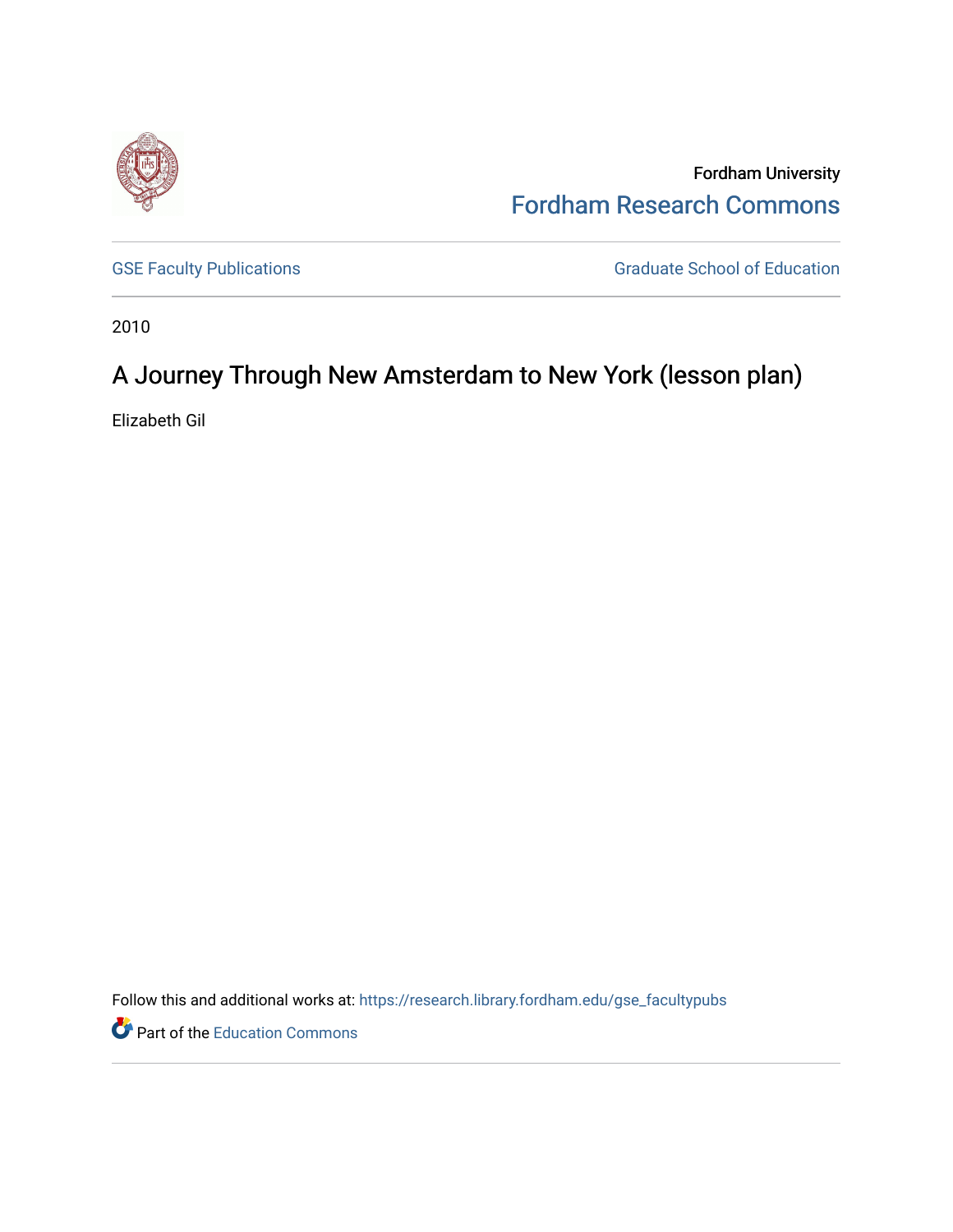Fordham University

Fordham Research Commons

GSE Faculty Publications

Graduate School of Education

2010

# A Journey Through New Amsterdam to New York (lesson plan)

Elizabeth Gil

Follow this and additional works at: https://research.library.fordham.edu/gse_facultypubs

Part of the Education Commons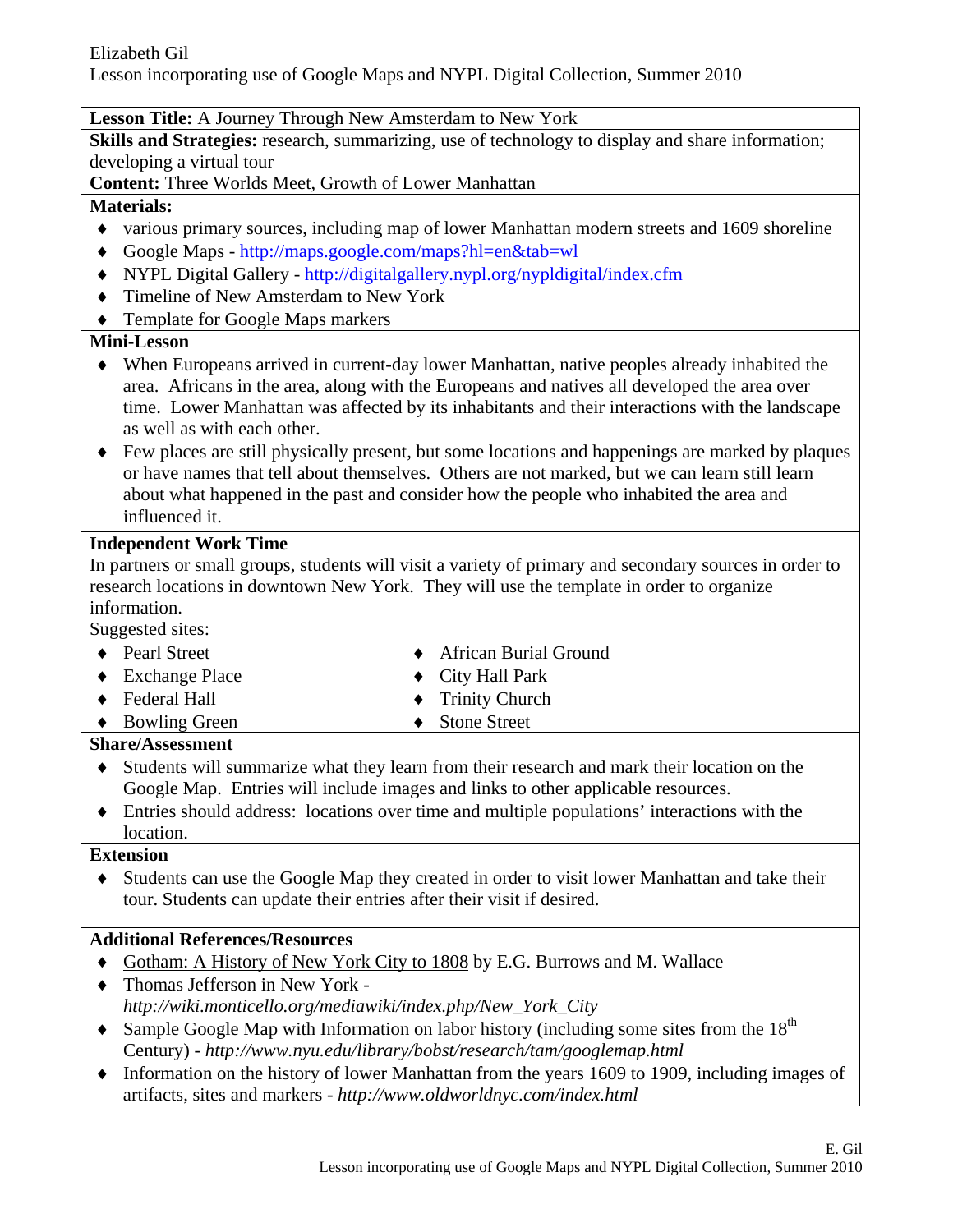Elizabeth Gil
Lesson incorporating use of Google Maps and NYPL Digital Collection, Summer 2010

**Lesson Title:** A Journey Through New Amsterdam to New York

**Skills and Strategies:** research, summarizing, use of technology to display and share information; developing a virtual tour

**Content:** Three Worlds Meet, Growth of Lower Manhattan

**Materials:**

- various primary sources, including map of lower Manhattan modern streets and 1609 shoreline
- Google Maps - http://maps.google.com/maps?hl=en&tab=wl
- NYPL Digital Gallery - http://digitalgallery.nypl.org/nypldigital/index.cfm
- Timeline of New Amsterdam to New York
- Template for Google Maps markers

**Mini-Lesson**

- When Europeans arrived in current-day lower Manhattan, native peoples already inhabited the area. Africans in the area, along with the Europeans and natives all developed the area over time. Lower Manhattan was affected by its inhabitants and their interactions with the landscape as well as with each other.
- Few places are still physically present, but some locations and happenings are marked by plaques or have names that tell about themselves. Others are not marked, but we can learn still learn about what happened in the past and consider how the people who inhabited the area and influenced it.

**Independent Work Time**

In partners or small groups, students will visit a variety of primary and secondary sources in order to research locations in downtown New York. They will use the template in order to organize information.

Suggested sites:

- Pearl Street
- Exchange Place
- Federal Hall
- Bowling Green
- African Burial Ground
- City Hall Park
- Trinity Church
- Stone Street

**Share/Assessment**

- Students will summarize what they learn from their research and mark their location on the Google Map. Entries will include images and links to other applicable resources.
- Entries should address: locations over time and multiple populations' interactions with the location.

**Extension**

- Students can use the Google Map they created in order to visit lower Manhattan and take their tour. Students can update their entries after their visit if desired.

**Additional References/Resources**

- <u>Gotham: A History of New York City to 1808</u> by E.G. Burrows and M. Wallace
- Thomas Jefferson in New York - *http://wiki.monticello.org/mediawiki/index.php/New_York_City*
- Sample Google Map with Information on labor history (including some sites from the 18th Century) - *http://www.nyu.edu/library/bobst/research/tam/googlemap.html*
- Information on the history of lower Manhattan from the years 1609 to 1909, including images of artifacts, sites and markers - *http://www.oldworldnyc.com/index.html*